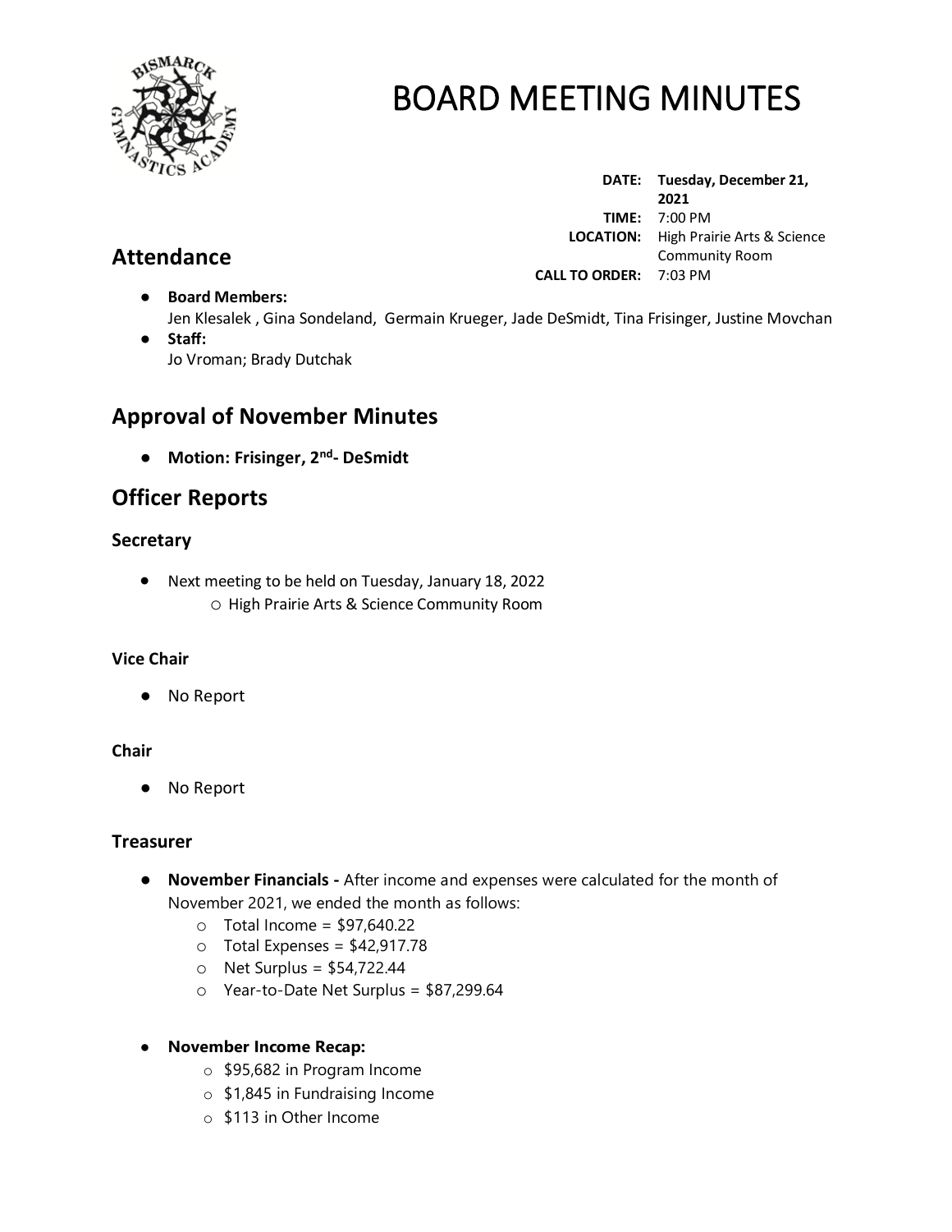# BOARD MEETING MINUTES

**DATE:** Tuesday, December 21, 2021
**TIME:** 7:00 PM
**LOCATION:** High Prairie Arts & Science Community Room
**CALL TO ORDER:** 7:03 PM

## Attendance

- **Board Members:**
  Jen Klesalek , Gina Sondeland, Germain Krueger, Jade DeSmidt, Tina Frisinger, Justine Movchan
- **Staff:**
  Jo Vroman; Brady Dutchak

## Approval of November Minutes

- **Motion: Frisinger, 2nd- DeSmidt**

## Officer Reports

### Secretary

- Next meeting to be held on Tuesday, January 18, 2022
  - High Prairie Arts & Science Community Room

### Vice Chair

- No Report

### Chair

- No Report

### Treasurer

- **November Financials -** After income and expenses were calculated for the month of November 2021, we ended the month as follows:
  - Total Income = $97,640.22
  - Total Expenses = $42,917.78
  - Net Surplus = $54,722.44
  - Year-to-Date Net Surplus = $87,299.64

- **November Income Recap:**
  - $95,682 in Program Income
  - $1,845 in Fundraising Income
  - $113 in Other Income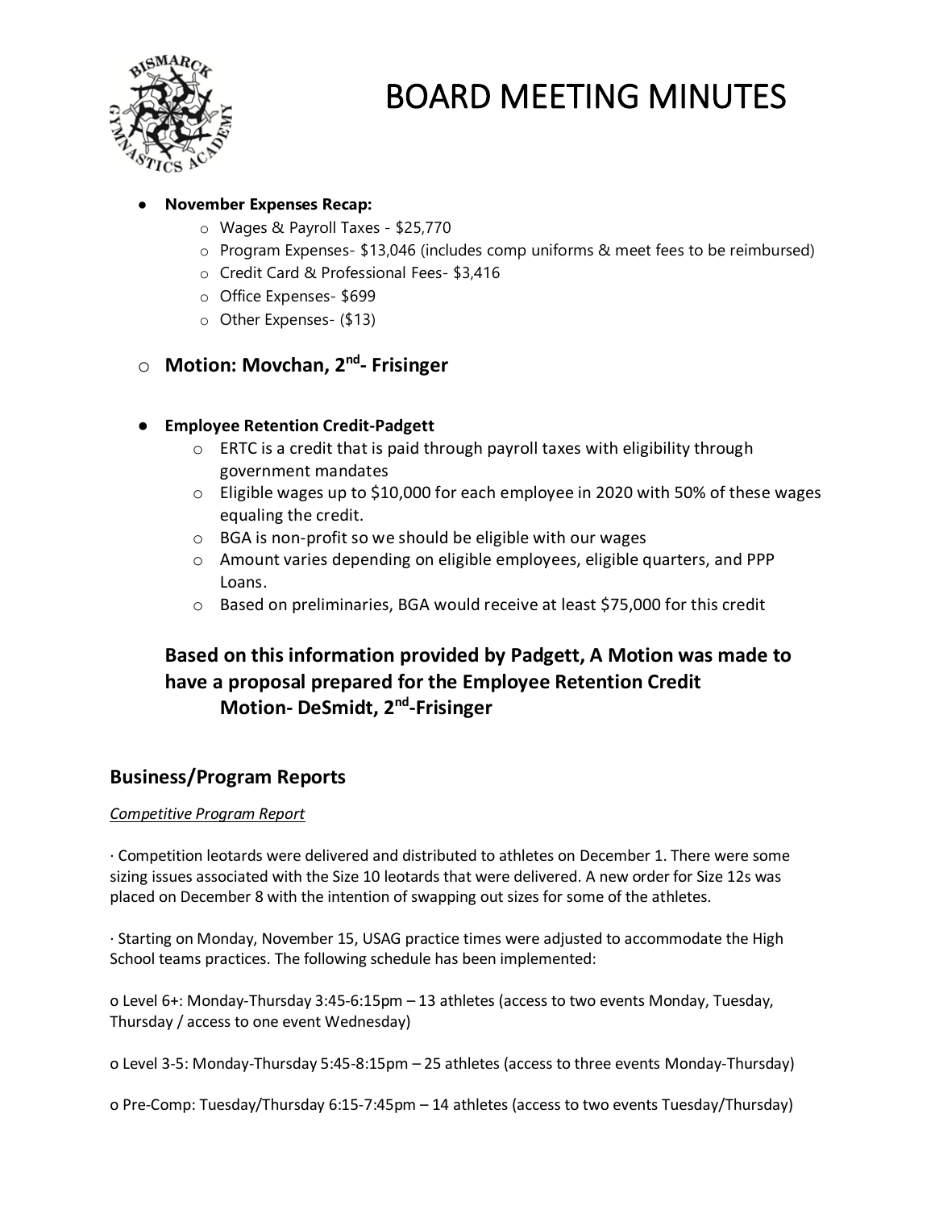# BOARD MEETING MINUTES

- **November Expenses Recap:**
  - Wages & Payroll Taxes - $25,770
  - Program Expenses- $13,046 (includes comp uniforms & meet fees to be reimbursed)
  - Credit Card & Professional Fees- $3,416
  - Office Expenses- $699
  - Other Expenses- ($13)

- **Motion: Movchan, 2nd- Frisinger**

- **Employee Retention Credit-Padgett**
  - ERTC is a credit that is paid through payroll taxes with eligibility through government mandates
  - Eligible wages up to $10,000 for each employee in 2020 with 50% of these wages equaling the credit.
  - BGA is non-profit so we should be eligible with our wages
  - Amount varies depending on eligible employees, eligible quarters, and PPP Loans.
  - Based on preliminaries, BGA would receive at least $75,000 for this credit

**Based on this information provided by Padgett, A Motion was made to have a proposal prepared for the Employee Retention Credit**
**Motion- DeSmidt, 2nd-Frisinger**

## Business/Program Reports

*Competitive Program Report*

· Competition leotards were delivered and distributed to athletes on December 1. There were some sizing issues associated with the Size 10 leotards that were delivered. A new order for Size 12s was placed on December 8 with the intention of swapping out sizes for some of the athletes.

· Starting on Monday, November 15, USAG practice times were adjusted to accommodate the High School teams practices. The following schedule has been implemented:

o Level 6+: Monday-Thursday 3:45-6:15pm – 13 athletes (access to two events Monday, Tuesday, Thursday / access to one event Wednesday)

o Level 3-5: Monday-Thursday 5:45-8:15pm – 25 athletes (access to three events Monday-Thursday)

o Pre-Comp: Tuesday/Thursday 6:15-7:45pm – 14 athletes (access to two events Tuesday/Thursday)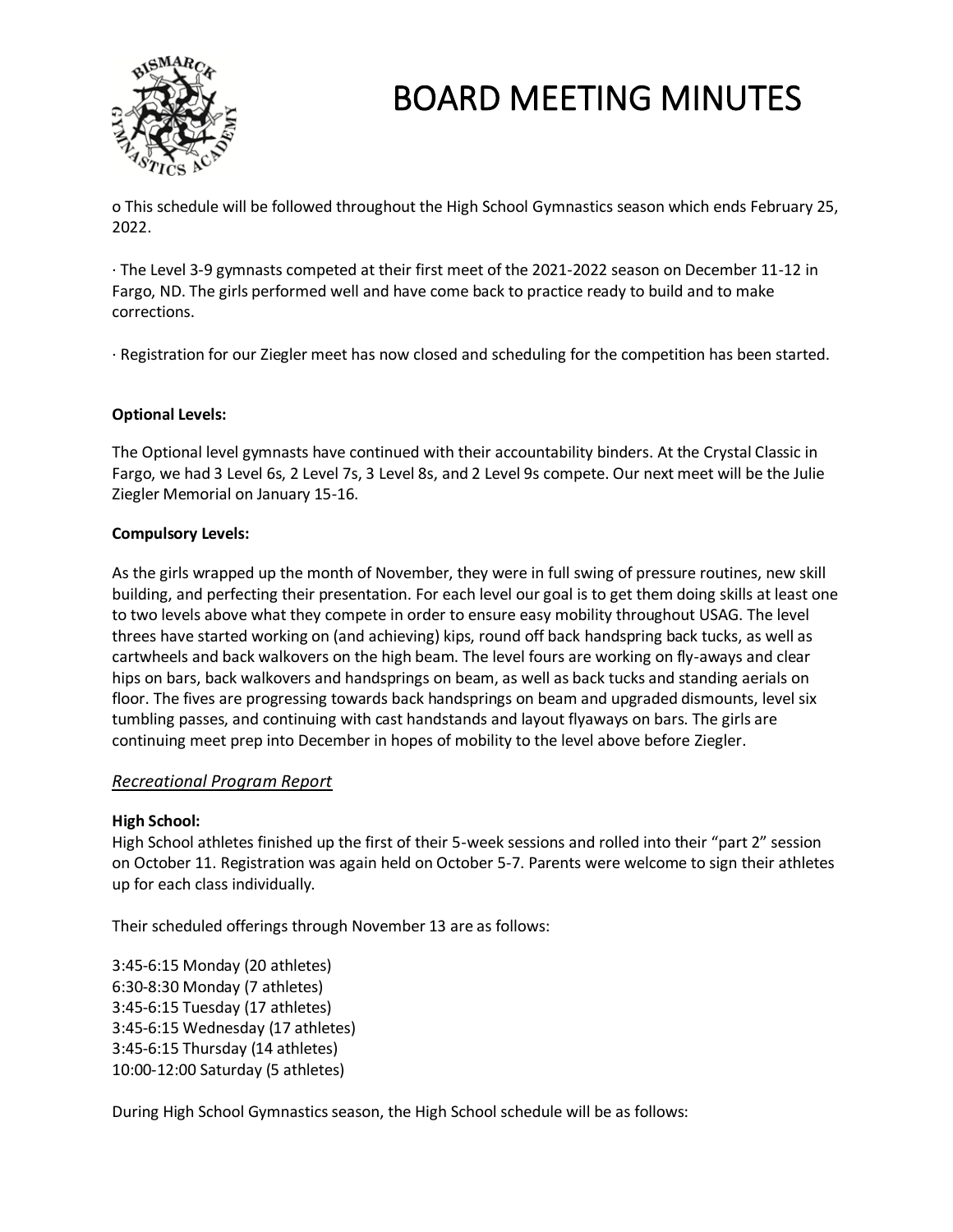o This schedule will be followed throughout the High School Gymnastics season which ends February 25, 2022.

· The Level 3-9 gymnasts competed at their first meet of the 2021-2022 season on December 11-12 in Fargo, ND. The girls performed well and have come back to practice ready to build and to make corrections.

· Registration for our Ziegler meet has now closed and scheduling for the competition has been started.

**Optional Levels:**

The Optional level gymnasts have continued with their accountability binders. At the Crystal Classic in Fargo, we had 3 Level 6s, 2 Level 7s, 3 Level 8s, and 2 Level 9s compete. Our next meet will be the Julie Ziegler Memorial on January 15-16.

**Compulsory Levels:**

As the girls wrapped up the month of November, they were in full swing of pressure routines, new skill building, and perfecting their presentation. For each level our goal is to get them doing skills at least one to two levels above what they compete in order to ensure easy mobility throughout USAG. The level threes have started working on (and achieving) kips, round off back handspring back tucks, as well as cartwheels and back walkovers on the high beam. The level fours are working on fly-aways and clear hips on bars, back walkovers and handsprings on beam, as well as back tucks and standing aerials on floor. The fives are progressing towards back handsprings on beam and upgraded dismounts, level six tumbling passes, and continuing with cast handstands and layout flyaways on bars. The girls are continuing meet prep into December in hopes of mobility to the level above before Ziegler.

*Recreational Program Report*

**High School:**

High School athletes finished up the first of their 5-week sessions and rolled into their "part 2" session on October 11. Registration was again held on October 5-7. Parents were welcome to sign their athletes up for each class individually.

Their scheduled offerings through November 13 are as follows:

3:45-6:15 Monday (20 athletes)
6:30-8:30 Monday (7 athletes)
3:45-6:15 Tuesday (17 athletes)
3:45-6:15 Wednesday (17 athletes)
3:45-6:15 Thursday (14 athletes)
10:00-12:00 Saturday (5 athletes)

During High School Gymnastics season, the High School schedule will be as follows: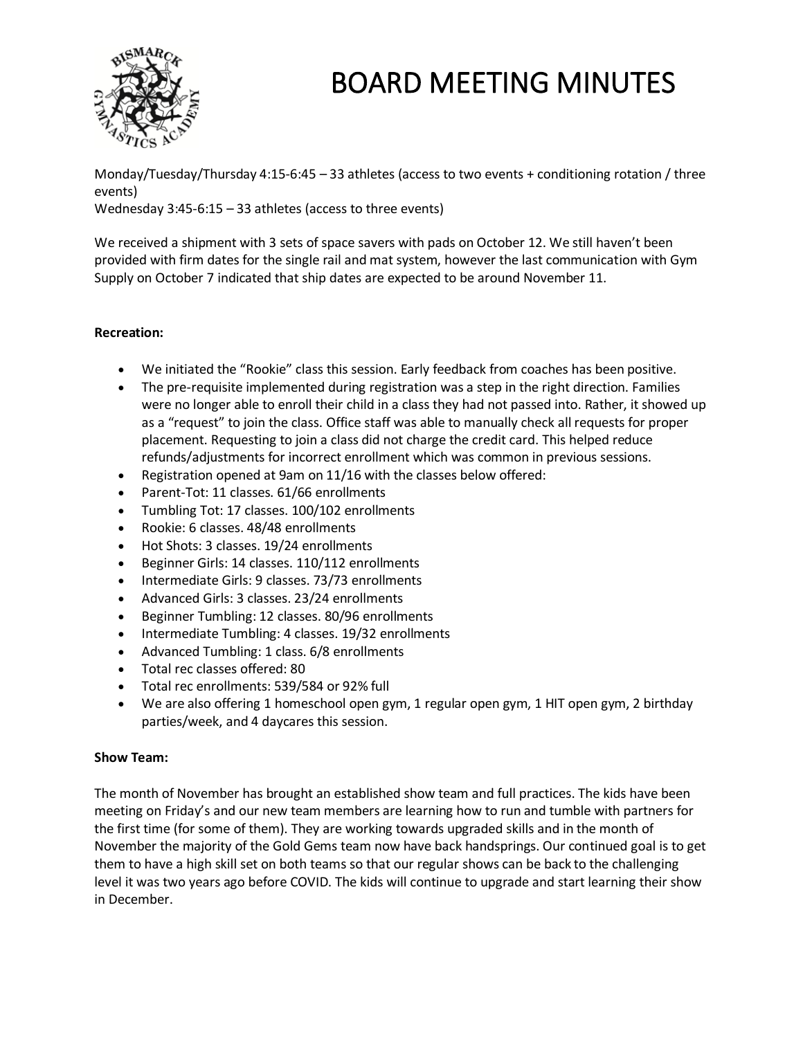# BOARD MEETING MINUTES

Monday/Tuesday/Thursday 4:15-6:45 – 33 athletes (access to two events + conditioning rotation / three events)
Wednesday 3:45-6:15 – 33 athletes (access to three events)

We received a shipment with 3 sets of space savers with pads on October 12. We still haven't been provided with firm dates for the single rail and mat system, however the last communication with Gym Supply on October 7 indicated that ship dates are expected to be around November 11.

**Recreation:**

- We initiated the "Rookie" class this session. Early feedback from coaches has been positive.
- The pre-requisite implemented during registration was a step in the right direction. Families were no longer able to enroll their child in a class they had not passed into. Rather, it showed up as a "request" to join the class. Office staff was able to manually check all requests for proper placement. Requesting to join a class did not charge the credit card. This helped reduce refunds/adjustments for incorrect enrollment which was common in previous sessions.
- Registration opened at 9am on 11/16 with the classes below offered:
- Parent-Tot: 11 classes. 61/66 enrollments
- Tumbling Tot: 17 classes. 100/102 enrollments
- Rookie: 6 classes. 48/48 enrollments
- Hot Shots: 3 classes. 19/24 enrollments
- Beginner Girls: 14 classes. 110/112 enrollments
- Intermediate Girls: 9 classes. 73/73 enrollments
- Advanced Girls: 3 classes. 23/24 enrollments
- Beginner Tumbling: 12 classes. 80/96 enrollments
- Intermediate Tumbling: 4 classes. 19/32 enrollments
- Advanced Tumbling: 1 class. 6/8 enrollments
- Total rec classes offered: 80
- Total rec enrollments: 539/584 or 92% full
- We are also offering 1 homeschool open gym, 1 regular open gym, 1 HIT open gym, 2 birthday parties/week, and 4 daycares this session.

**Show Team:**

The month of November has brought an established show team and full practices. The kids have been meeting on Friday's and our new team members are learning how to run and tumble with partners for the first time (for some of them). They are working towards upgraded skills and in the month of November the majority of the Gold Gems team now have back handsprings. Our continued goal is to get them to have a high skill set on both teams so that our regular shows can be back to the challenging level it was two years ago before COVID. The kids will continue to upgrade and start learning their show in December.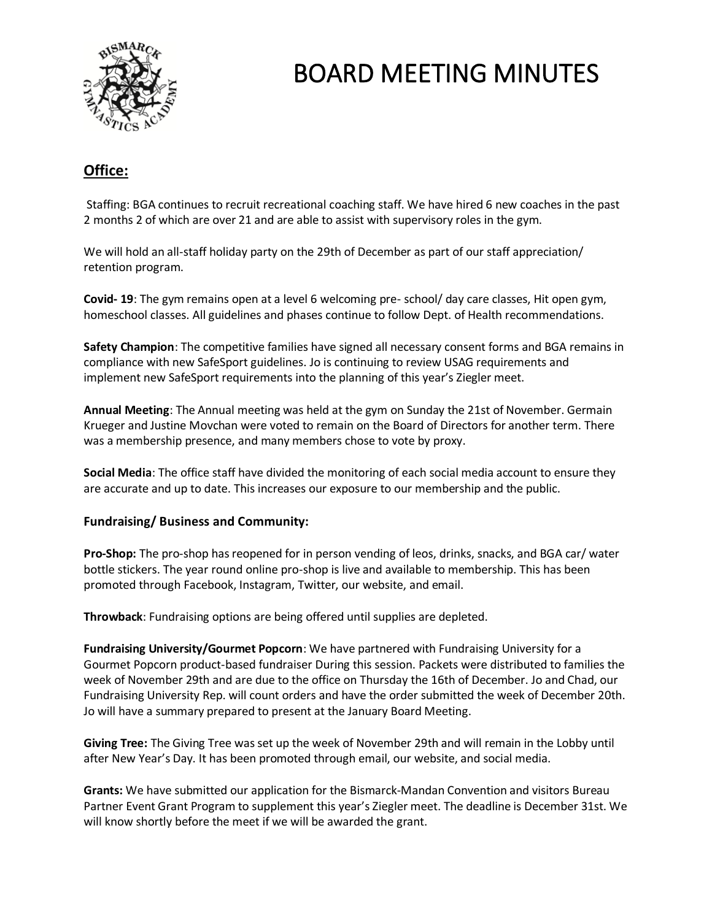# BOARD MEETING MINUTES

## Office:

Staffing: BGA continues to recruit recreational coaching staff. We have hired 6 new coaches in the past 2 months 2 of which are over 21 and are able to assist with supervisory roles in the gym.

We will hold an all-staff holiday party on the 29th of December as part of our staff appreciation/ retention program.

**Covid- 19**: The gym remains open at a level 6 welcoming pre- school/ day care classes, Hit open gym, homeschool classes. All guidelines and phases continue to follow Dept. of Health recommendations.

**Safety Champion**: The competitive families have signed all necessary consent forms and BGA remains in compliance with new SafeSport guidelines. Jo is continuing to review USAG requirements and implement new SafeSport requirements into the planning of this year's Ziegler meet.

**Annual Meeting**: The Annual meeting was held at the gym on Sunday the 21st of November. Germain Krueger and Justine Movchan were voted to remain on the Board of Directors for another term. There was a membership presence, and many members chose to vote by proxy.

**Social Media**: The office staff have divided the monitoring of each social media account to ensure they are accurate and up to date. This increases our exposure to our membership and the public.

### Fundraising/ Business and Community:

**Pro-Shop:** The pro-shop has reopened for in person vending of leos, drinks, snacks, and BGA car/ water bottle stickers. The year round online pro-shop is live and available to membership. This has been promoted through Facebook, Instagram, Twitter, our website, and email.

**Throwback**: Fundraising options are being offered until supplies are depleted.

**Fundraising University/Gourmet Popcorn**: We have partnered with Fundraising University for a Gourmet Popcorn product-based fundraiser During this session. Packets were distributed to families the week of November 29th and are due to the office on Thursday the 16th of December. Jo and Chad, our Fundraising University Rep. will count orders and have the order submitted the week of December 20th. Jo will have a summary prepared to present at the January Board Meeting.

**Giving Tree:** The Giving Tree was set up the week of November 29th and will remain in the Lobby until after New Year's Day. It has been promoted through email, our website, and social media.

**Grants:** We have submitted our application for the Bismarck-Mandan Convention and visitors Bureau Partner Event Grant Program to supplement this year's Ziegler meet. The deadline is December 31st. We will know shortly before the meet if we will be awarded the grant.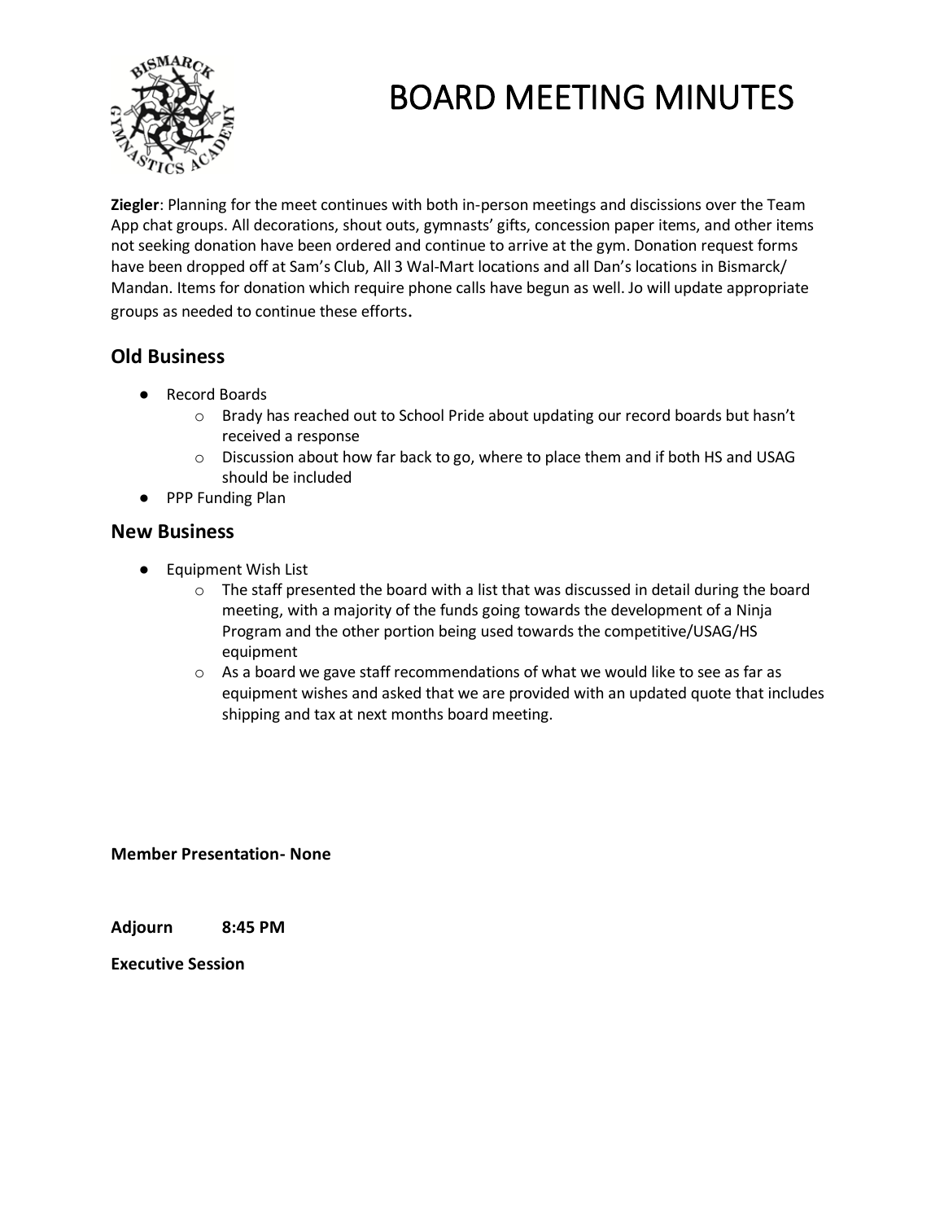# BOARD MEETING MINUTES

**Ziegler**: Planning for the meet continues with both in-person meetings and discissions over the Team App chat groups. All decorations, shout outs, gymnasts' gifts, concession paper items, and other items not seeking donation have been ordered and continue to arrive at the gym. Donation request forms have been dropped off at Sam's Club, All 3 Wal-Mart locations and all Dan's locations in Bismarck/ Mandan. Items for donation which require phone calls have begun as well. Jo will update appropriate groups as needed to continue these efforts.

## Old Business

- Record Boards
    - Brady has reached out to School Pride about updating our record boards but hasn't received a response
    - Discussion about how far back to go, where to place them and if both HS and USAG should be included
- PPP Funding Plan

## New Business

- Equipment Wish List
    - The staff presented the board with a list that was discussed in detail during the board meeting, with a majority of the funds going towards the development of a Ninja Program and the other portion being used towards the competitive/USAG/HS equipment
    - As a board we gave staff recommendations of what we would like to see as far as equipment wishes and asked that we are provided with an updated quote that includes shipping and tax at next months board meeting.

**Member Presentation- None**

**Adjourn 8:45 PM**

**Executive Session**